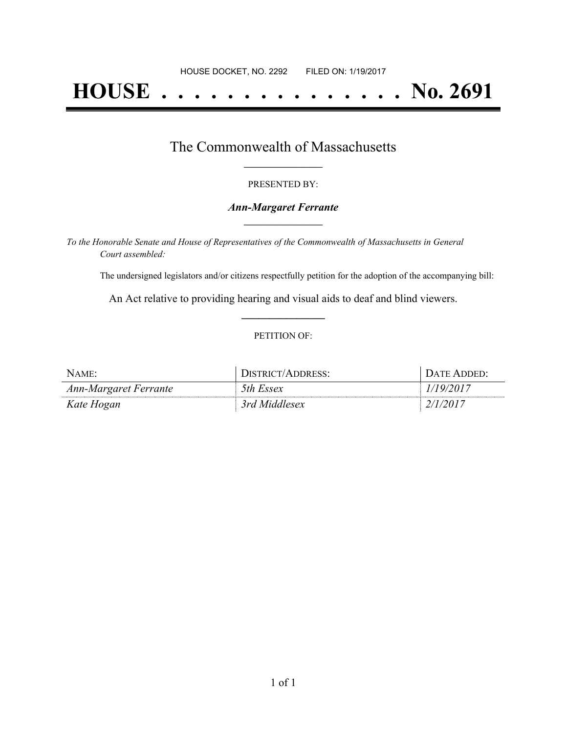HOUSE DOCKET, NO. 2292 FILED ON: 1/19/2017

# HOUSE . . . . . . . . . . . . . . . No. 2691

## The Commonwealth of Massachusetts

PRESENTED BY:

***Ann-Margaret Ferrante***

*To the Honorable Senate and House of Representatives of the Commonwealth of Massachusetts in General Court assembled:*

The undersigned legislators and/or citizens respectfully petition for the adoption of the accompanying bill:

An Act relative to providing hearing and visual aids to deaf and blind viewers.

PETITION OF:

| NAME: | DISTRICT/ADDRESS: | DATE ADDED: |
|---|---|---|
| *Ann-Margaret Ferrante* | *5th Essex* | *1/19/2017* |
| *Kate Hogan* | *3rd Middlesex* | *2/1/2017* |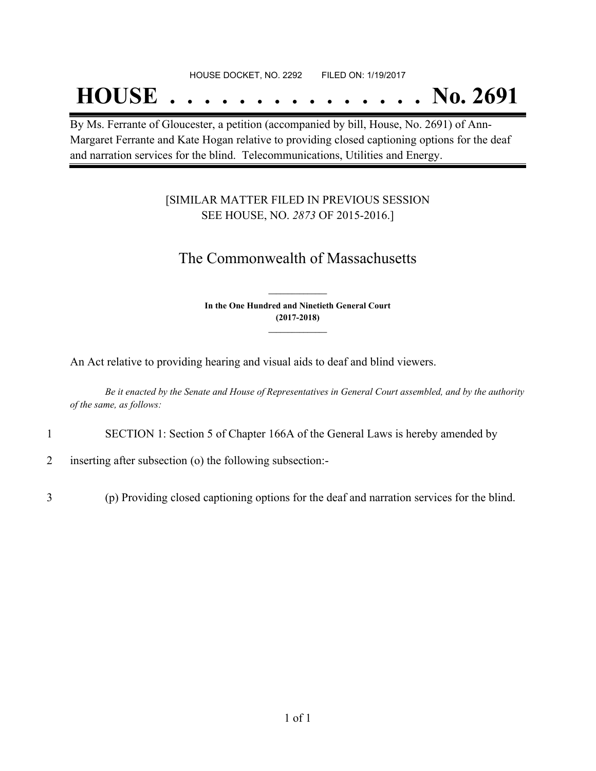HOUSE DOCKET, NO. 2292 FILED ON: 1/19/2017

# HOUSE . . . . . . . . . . . . . . . No. 2691

By Ms. Ferrante of Gloucester, a petition (accompanied by bill, House, No. 2691) of Ann-Margaret Ferrante and Kate Hogan relative to providing closed captioning options for the deaf and narration services for the blind. Telecommunications, Utilities and Energy.

[SIMILAR MATTER FILED IN PREVIOUS SESSION SEE HOUSE, NO. *2873* OF 2015-2016.]

## The Commonwealth of Massachusetts

**In the One Hundred and Ninetieth General Court (2017-2018)**

An Act relative to providing hearing and visual aids to deaf and blind viewers.

*Be it enacted by the Senate and House of Representatives in General Court assembled, and by the authority of the same, as follows:*

1 SECTION 1: Section 5 of Chapter 166A of the General Laws is hereby amended by

2 inserting after subsection (o) the following subsection:-

3 (p) Providing closed captioning options for the deaf and narration services for the blind.